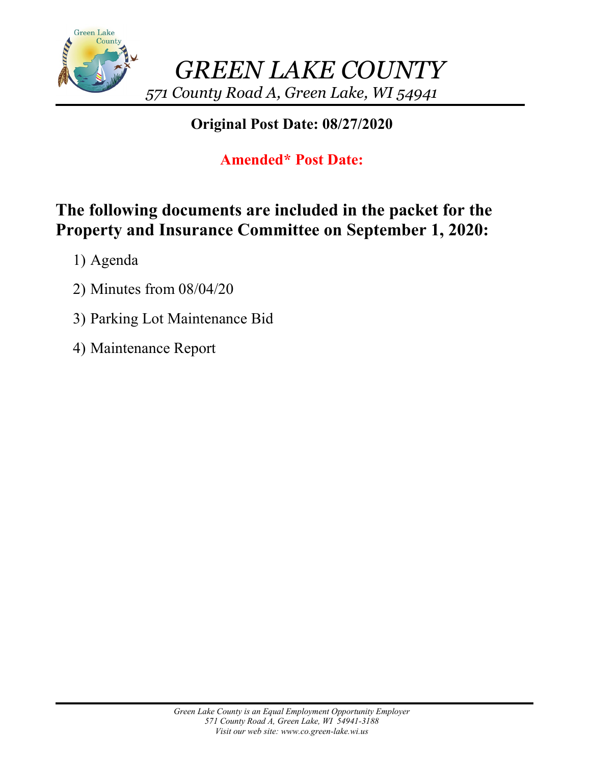# GREEN LAKE COUNTY

*571 County Road A, Green Lake, WI 54941*

**Original Post Date: 08/27/2020**

**Amended* Post Date:**

## The following documents are included in the packet for the Property and Insurance Committee on September 1, 2020:

1) Agenda
2) Minutes from 08/04/20
3) Parking Lot Maintenance Bid
4) Maintenance Report

*Green Lake County is an Equal Employment Opportunity Employer*
*571 County Road A, Green Lake, WI 54941-3188*
*Visit our web site: www.co.green-lake.wi.us*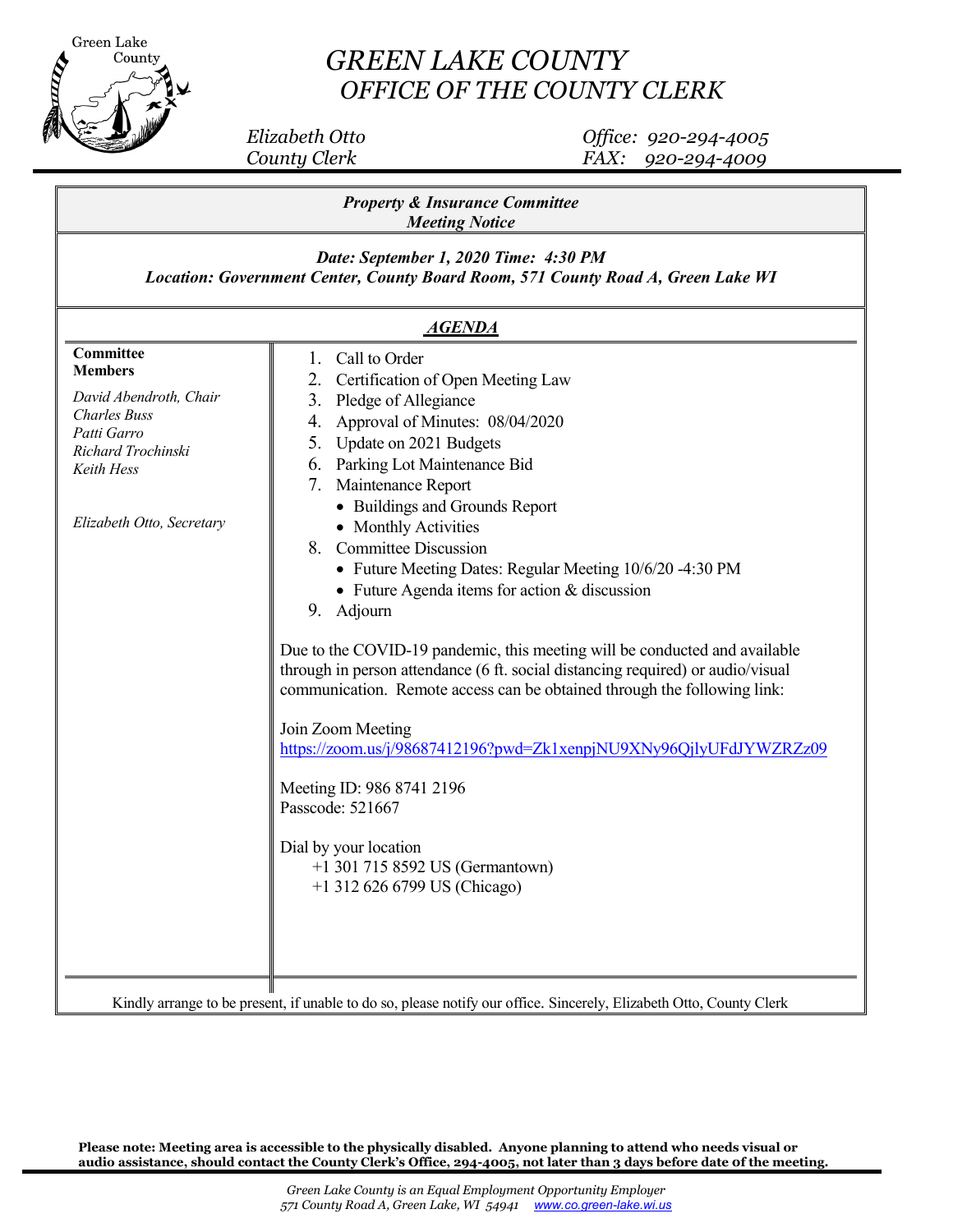# GREEN LAKE COUNTY
## OFFICE OF THE COUNTY CLERK

*Elizabeth Otto*
*County Clerk*

*Office: 920-294-4005*
*FAX: 920-294-4009*

***Property & Insurance Committee***
***Meeting Notice***

***Date: September 1, 2020 Time: 4:30 PM***
***Location: Government Center, County Board Room, 571 County Road A, Green Lake WI***

***AGENDA***

**Committee Members**

*David Abendroth, Chair*
*Charles Buss*
*Patti Garro*
*Richard Trochinski*
*Keith Hess*

*Elizabeth Otto, Secretary*

1. Call to Order
2. Certification of Open Meeting Law
3. Pledge of Allegiance
4. Approval of Minutes: 08/04/2020
5. Update on 2021 Budgets
6. Parking Lot Maintenance Bid
7. Maintenance Report
   - Buildings and Grounds Report
   - Monthly Activities
8. Committee Discussion
   - Future Meeting Dates: Regular Meeting 10/6/20 -4:30 PM
   - Future Agenda items for action & discussion
9. Adjourn

Due to the COVID-19 pandemic, this meeting will be conducted and available through in person attendance (6 ft. social distancing required) or audio/visual communication. Remote access can be obtained through the following link:

Join Zoom Meeting
https://zoom.us/j/98687412196?pwd=Zk1xenpjNU9XNy96Qj1yUFdJYWZRZz09

Meeting ID: 986 8741 2196
Passcode: 521667

Dial by your location
+1 301 715 8592 US (Germantown)
+1 312 626 6799 US (Chicago)

Kindly arrange to be present, if unable to do so, please notify our office. Sincerely, Elizabeth Otto, County Clerk

**Please note: Meeting area is accessible to the physically disabled. Anyone planning to attend who needs visual or audio assistance, should contact the County Clerk's Office, 294-4005, not later than 3 days before date of the meeting.**

*Green Lake County is an Equal Employment Opportunity Employer*
*571 County Road A, Green Lake, WI 54941 www.co.green-lake.wi.us*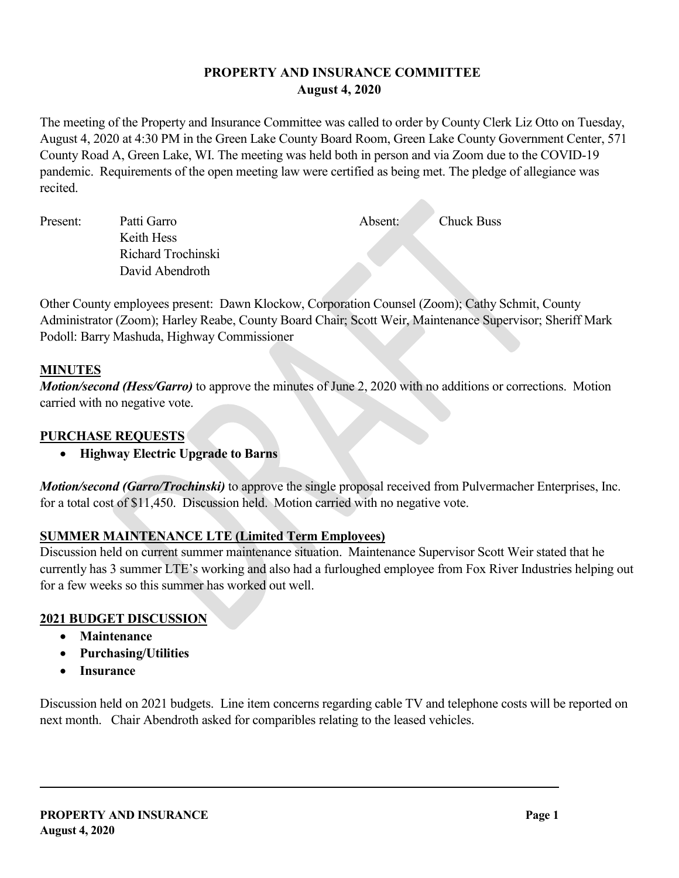# PROPERTY AND INSURANCE COMMITTEE
## August 4, 2020

The meeting of the Property and Insurance Committee was called to order by County Clerk Liz Otto on Tuesday, August 4, 2020 at 4:30 PM in the Green Lake County Board Room, Green Lake County Government Center, 571 County Road A, Green Lake, WI. The meeting was held both in person and via Zoom due to the COVID-19 pandemic. Requirements of the open meeting law were certified as being met. The pledge of allegiance was recited.

| Present: | | Absent: | |
|---|---|---|---|
| | Patti Garro | | Chuck Buss |
| | Keith Hess | | |
| | Richard Trochinski | | |
| | David Abendroth | | |

Other County employees present: Dawn Klockow, Corporation Counsel (Zoom); Cathy Schmit, County Administrator (Zoom); Harley Reabe, County Board Chair; Scott Weir, Maintenance Supervisor; Sheriff Mark Podoll: Barry Mashuda, Highway Commissioner

**MINUTES**

***Motion/second (Hess/Garro)*** to approve the minutes of June 2, 2020 with no additions or corrections. Motion carried with no negative vote.

**PURCHASE REQUESTS**

- **Highway Electric Upgrade to Barns**

***Motion/second (Garro/Trochinski)*** to approve the single proposal received from Pulvermacher Enterprises, Inc. for a total cost of $11,450. Discussion held. Motion carried with no negative vote.

**SUMMER MAINTENANCE LTE (Limited Term Employees)**

Discussion held on current summer maintenance situation. Maintenance Supervisor Scott Weir stated that he currently has 3 summer LTE's working and also had a furloughed employee from Fox River Industries helping out for a few weeks so this summer has worked out well.

**2021 BUDGET DISCUSSION**

- **Maintenance**
- **Purchasing/Utilities**
- **Insurance**

Discussion held on 2021 budgets. Line item concerns regarding cable TV and telephone costs will be reported on next month. Chair Abendroth asked for comparibles relating to the leased vehicles.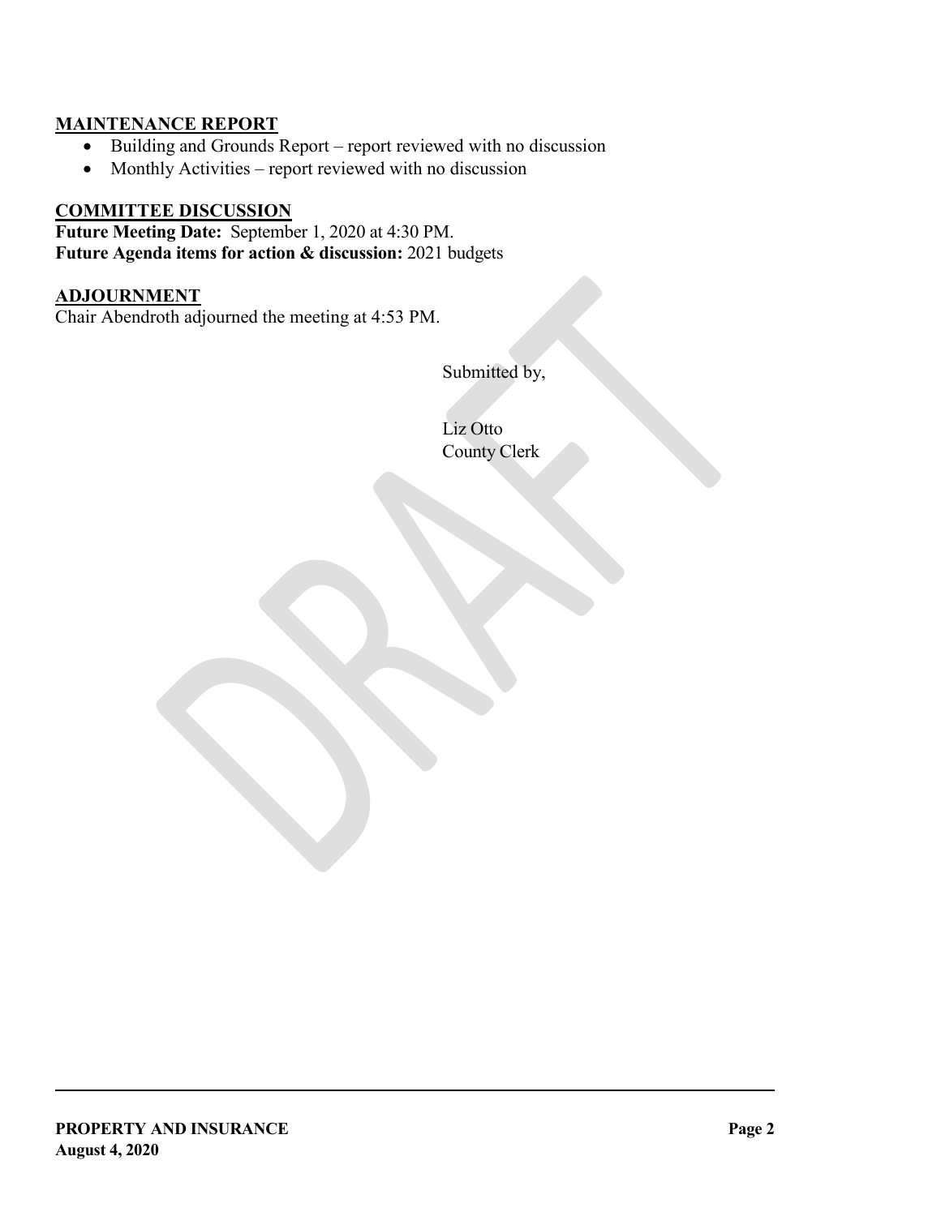## MAINTENANCE REPORT

- Building and Grounds Report – report reviewed with no discussion
- Monthly Activities – report reviewed with no discussion

## COMMITTEE DISCUSSION

**Future Meeting Date:** September 1, 2020 at 4:30 PM.
**Future Agenda items for action & discussion:** 2021 budgets

## ADJOURNMENT

Chair Abendroth adjourned the meeting at 4:53 PM.

Submitted by,

Liz Otto
County Clerk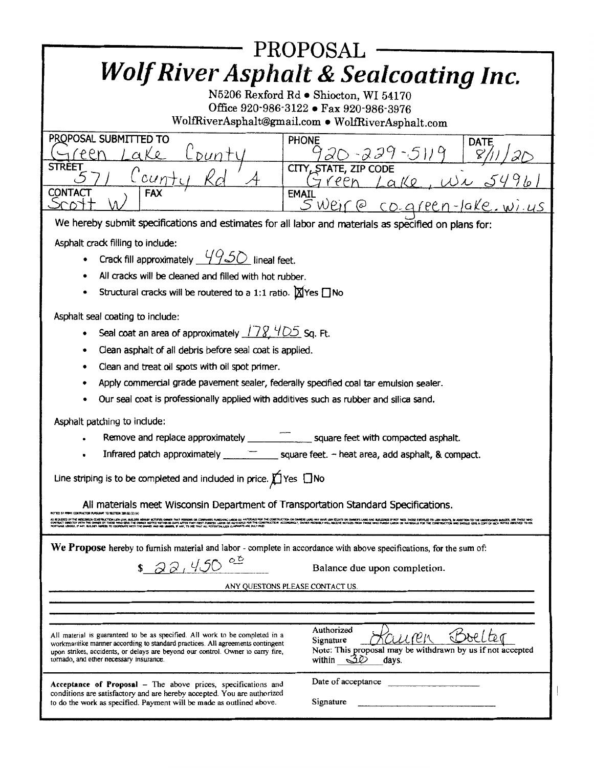# PROPOSAL

## *Wolf River Asphalt & Sealcoating Inc.*

N5206 Rexford Rd • Shiocton, WI 54170
Office 920-986-3122 • Fax 920-986-3976
WolfRiverAsphalt@gmail.com • WolfRiverAsphalt.com

| PROPOSAL SUBMITTED TO | | PHONE | DATE |
|---|---|---|---|
| Green Lake County | | 920-229-5119 | 8/11/20 |
| STREET | | CITY, STATE, ZIP CODE | |
| 571 County Rd A | | Green Lake, Wi 54961 | |
| CONTACT | FAX | EMAIL | |
| Scott W | | Sweir@co.green-lake.wi.us | |

We hereby submit specifications and estimates for all labor and materials as specified on plans for:

Asphalt crack filling to include:

- Crack fill approximately 4950 lineal feet.
- All cracks will be cleaned and filled with hot rubber.
- Structural cracks will be routered to a 1:1 ratio. ☒ Yes ☐ No

Asphalt seal coating to include:

- Seal coat an area of approximately 178,405 Sq. Ft.
- Clean asphalt of all debris before seal coat is applied.
- Clean and treat oil spots with oil spot primer.
- Apply commercial grade pavement sealer, federally specified coal tar emulsion sealer.
- Our seal coat is professionally applied with additives such as rubber and silica sand.

Asphalt patching to include:

- Remove and replace approximately — square feet with compacted asphalt.
- Infrared patch approximately — square feet. – heat area, add asphalt, & compact.

Line striping is to be completed and included in price. ☒ Yes ☐ No

All materials meet Wisconsin Department of Transportation Standard Specifications.

NOTICE BY PRIME CONTRACTOR PURSUANT TO SECTION 779.02 (2) (A)

AS REQUIRED BY THE WISCONSIN CONSTRUCTION LIEN LAW, BUILDER HEREBY NOTIFIES OWNER THAT PERSONS OR COMPANIES FURNISHING LABOR OR MATERIALS FOR THE CONSTRUCTION ON OWNER'S LAND MAY HAVE LIEN RIGHTS ON OWNER'S LAND AND BUILDINGS IF NOT PAID. THOSE ENTITLED TO LIEN RIGHTS, IN ADDITION TO THE UNDERSIGNED BUILDER, ARE THOSE WHO CONTRACT DIRECTLY WITH THE OWNER OR THOSE WHO GIVE THE OWNER NOTICE WITHIN 60 DAYS AFTER THEY FIRST FURNISH LABOR OR MATERIALS FOR THE CONSTRUCTION. ACCORDINGLY, OWNER PROBABLY WILL RECEIVE NOTICES FROM THOSE WHO FURNISH LABOR OR MATERIALS FOR THE CONSTRUCTION AND SHOULD GIVE A COPY OF EACH NOTICE RECEIVED TO HIS MORTGAGE LENDER, IF ANY. BUILDER AGREES TO COOPERATE WITH THE OWNER AND HIS LENDER, IF ANY, TO SEE THAT ALL POTENTIAL LIEN CLAIMANTS ARE DULY PAID.

**We Propose** hereby to furnish material and labor - complete in accordance with above specifications, for the sum of:

$ 22,450.00 Balance due upon completion.

ANY QUESTONS PLEASE CONTACT US.

All material is guaranteed to be as specified. All work to be completed in a workmanlike manner according to standard practices. All agreements contingent upon strikes, accidents, or delays are beyond our control. Owner to carry fire, tornado, and other necessary insurance.

Authorized Signature: Lauren Boelter

Note: This proposal may be withdrawn by us if not accepted within 30 days.

**Acceptance of Proposal** – The above prices, specifications and conditions are satisfactory and are hereby accepted. You are authorized to do the work as specified. Payment will be made as outlined above.

Date of acceptance: ____________

Signature: ____________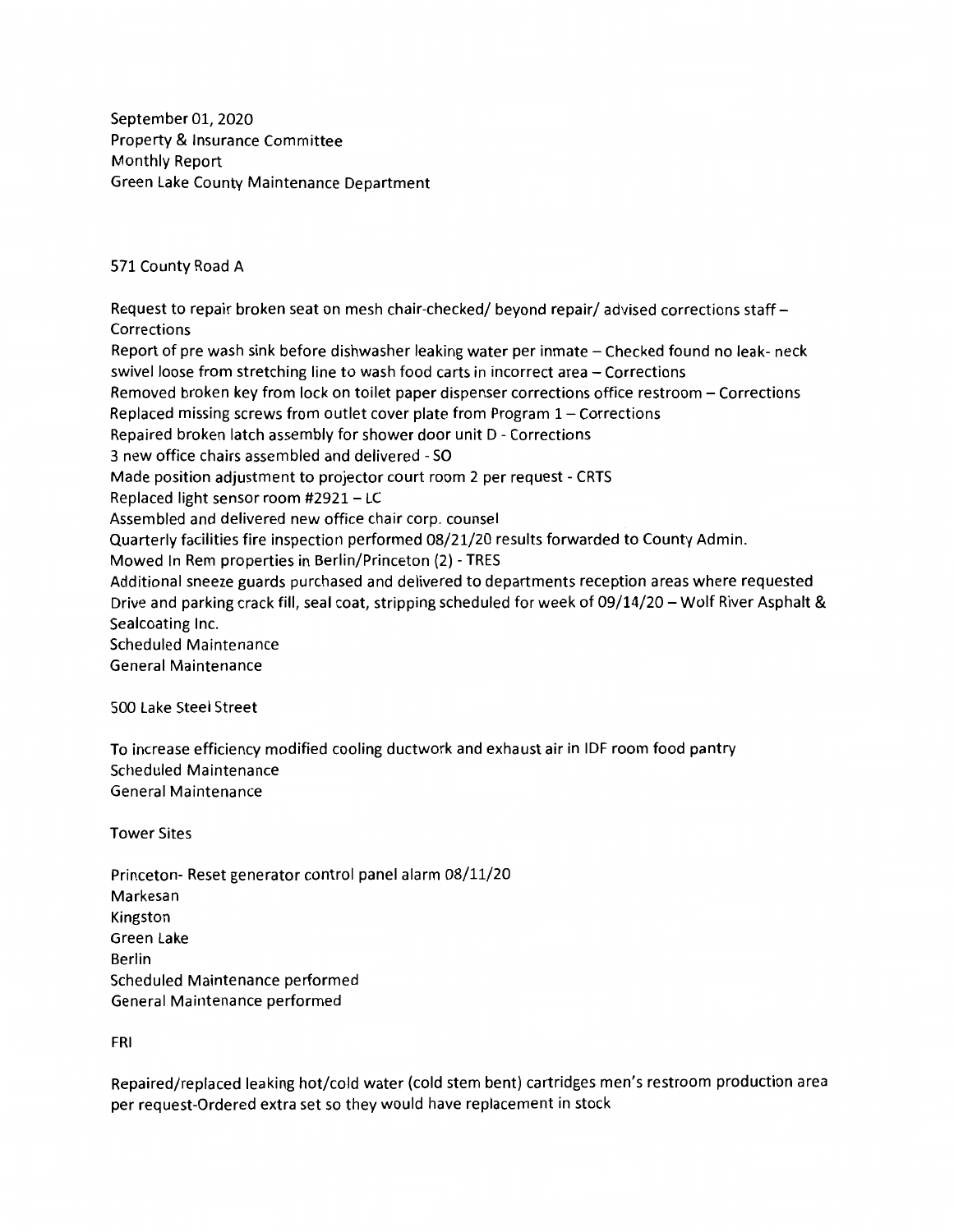September 01, 2020
Property & Insurance Committee
Monthly Report
Green Lake County Maintenance Department

571 County Road A

Request to repair broken seat on mesh chair-checked/ beyond repair/ advised corrections staff – Corrections
Report of pre wash sink before dishwasher leaking water per inmate – Checked found no leak- neck swivel loose from stretching line to wash food carts in incorrect area – Corrections
Removed broken key from lock on toilet paper dispenser corrections office restroom – Corrections
Replaced missing screws from outlet cover plate from Program 1 – Corrections
Repaired broken latch assembly for shower door unit D - Corrections
3 new office chairs assembled and delivered - SO
Made position adjustment to projector court room 2 per request - CRTS
Replaced light sensor room #2921 – LC
Assembled and delivered new office chair corp. counsel
Quarterly facilities fire inspection performed 08/21/20 results forwarded to County Admin.
Mowed In Rem properties in Berlin/Princeton (2) - TRES
Additional sneeze guards purchased and delivered to departments reception areas where requested
Drive and parking crack fill, seal coat, stripping scheduled for week of 09/14/20 – Wolf River Asphalt & Sealcoating Inc.
Scheduled Maintenance
General Maintenance

500 Lake Steel Street

To increase efficiency modified cooling ductwork and exhaust air in IDF room food pantry
Scheduled Maintenance
General Maintenance

Tower Sites

Princeton- Reset generator control panel alarm 08/11/20
Markesan
Kingston
Green Lake
Berlin
Scheduled Maintenance performed
General Maintenance performed

FRI

Repaired/replaced leaking hot/cold water (cold stem bent) cartridges men's restroom production area per request-Ordered extra set so they would have replacement in stock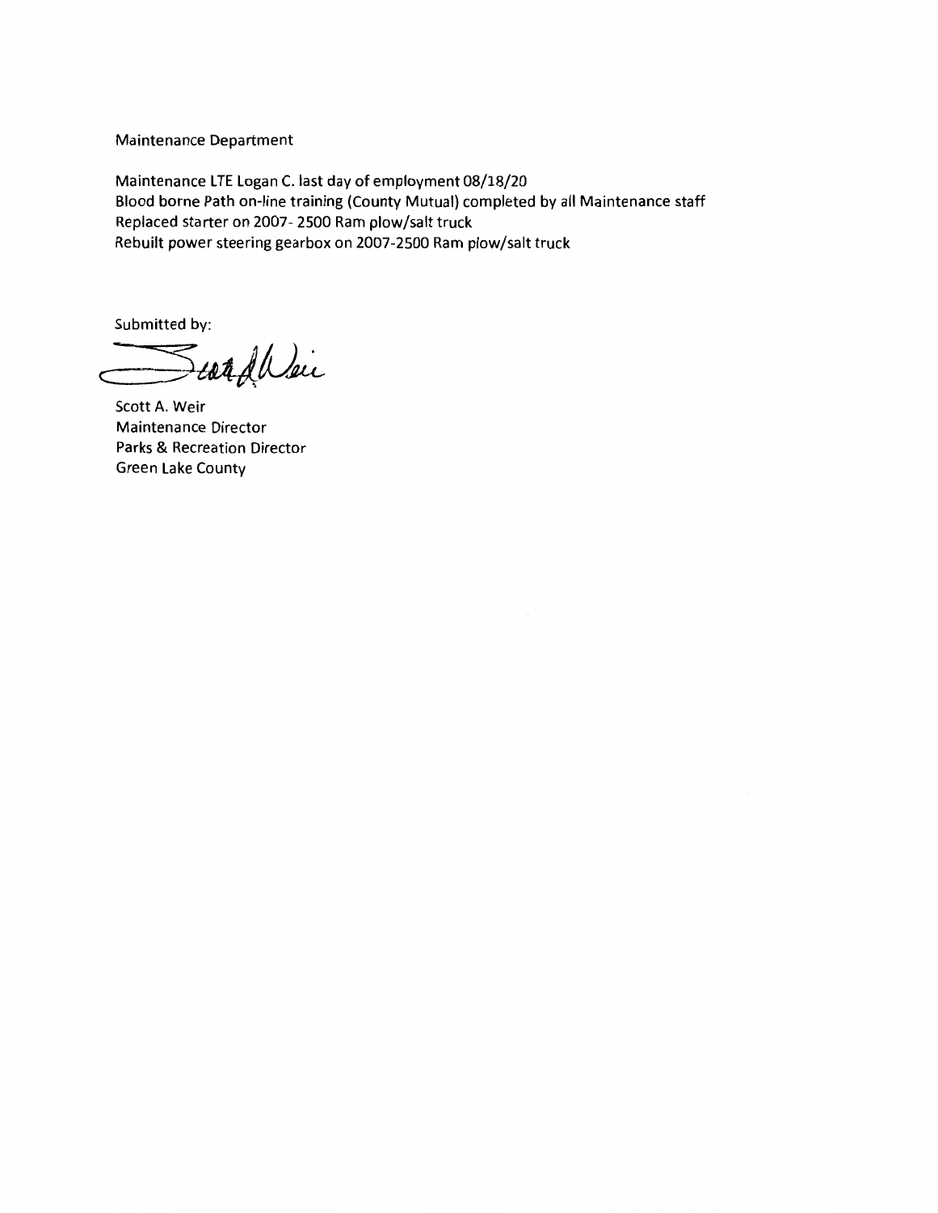Maintenance Department

Maintenance LTE Logan C. last day of employment 08/18/20
Blood borne Path on-line training (County Mutual) completed by all Maintenance staff
Replaced starter on 2007- 2500 Ram plow/salt truck
Rebuilt power steering gearbox on 2007-2500 Ram plow/salt truck

Submitted by:

Scott A. Weir
Maintenance Director
Parks & Recreation Director
Green Lake County